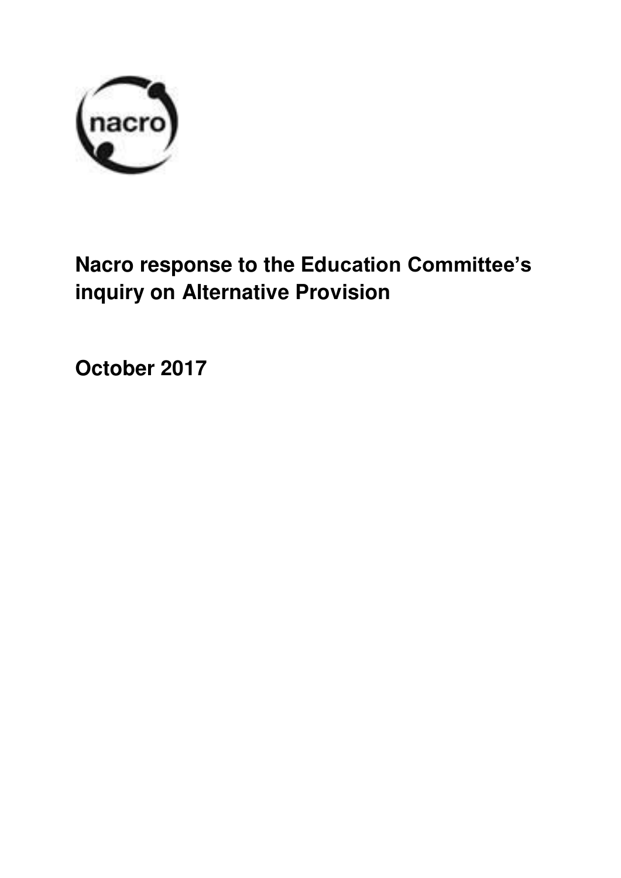# Nacro response to the Education Committee's inquiry on Alternative Provision

**October 2017**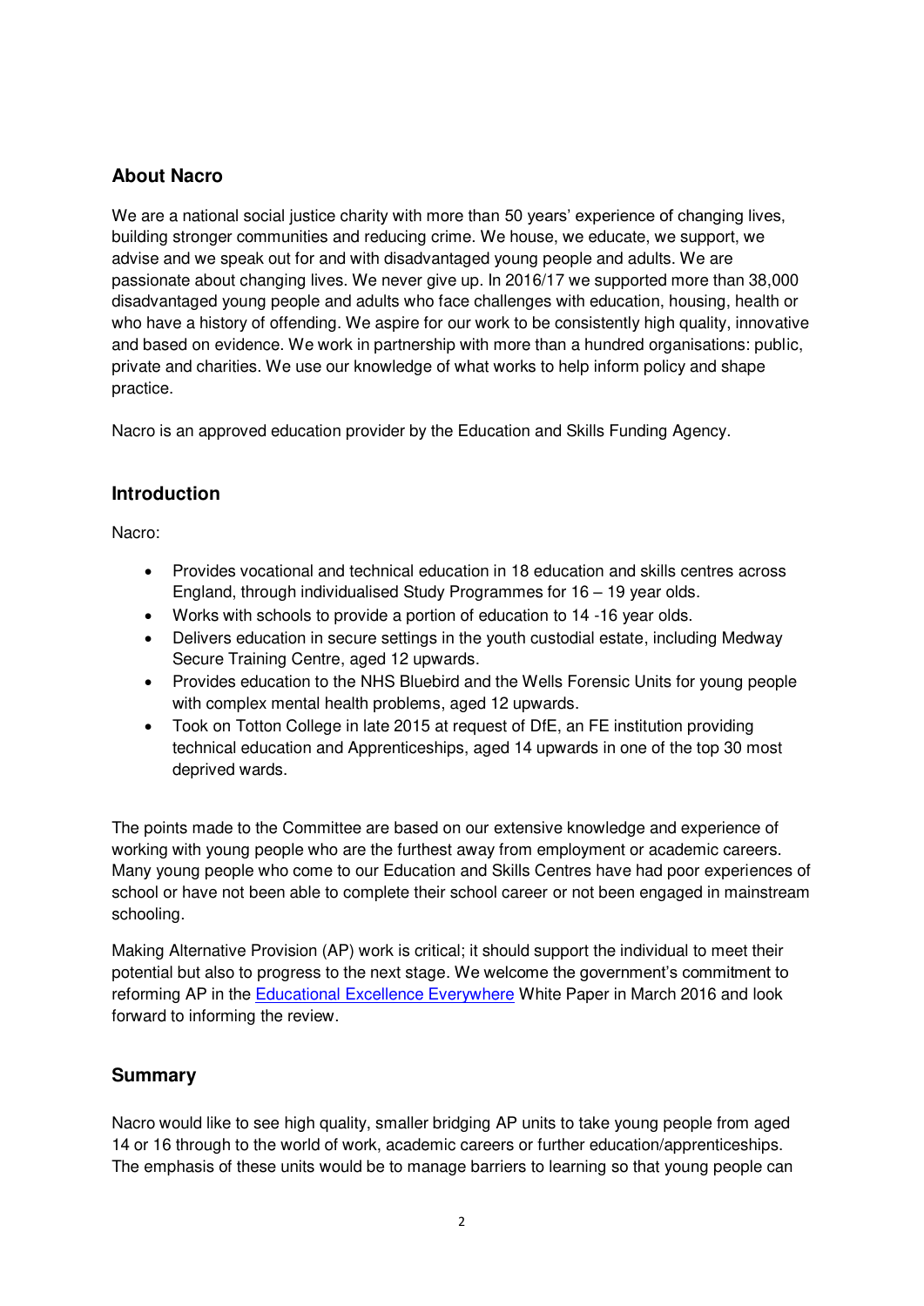## About Nacro

We are a national social justice charity with more than 50 years' experience of changing lives, building stronger communities and reducing crime. We house, we educate, we support, we advise and we speak out for and with disadvantaged young people and adults. We are passionate about changing lives. We never give up. In 2016/17 we supported more than 38,000 disadvantaged young people and adults who face challenges with education, housing, health or who have a history of offending. We aspire for our work to be consistently high quality, innovative and based on evidence. We work in partnership with more than a hundred organisations: public, private and charities. We use our knowledge of what works to help inform policy and shape practice.

Nacro is an approved education provider by the Education and Skills Funding Agency.

## Introduction

Nacro:

- Provides vocational and technical education in 18 education and skills centres across England, through individualised Study Programmes for 16 – 19 year olds.
- Works with schools to provide a portion of education to 14 -16 year olds.
- Delivers education in secure settings in the youth custodial estate, including Medway Secure Training Centre, aged 12 upwards.
- Provides education to the NHS Bluebird and the Wells Forensic Units for young people with complex mental health problems, aged 12 upwards.
- Took on Totton College in late 2015 at request of DfE, an FE institution providing technical education and Apprenticeships, aged 14 upwards in one of the top 30 most deprived wards.

The points made to the Committee are based on our extensive knowledge and experience of working with young people who are the furthest away from employment or academic careers. Many young people who come to our Education and Skills Centres have had poor experiences of school or have not been able to complete their school career or not been engaged in mainstream schooling.

Making Alternative Provision (AP) work is critical; it should support the individual to meet their potential but also to progress to the next stage. We welcome the government's commitment to reforming AP in the Educational Excellence Everywhere White Paper in March 2016 and look forward to informing the review.

## Summary

Nacro would like to see high quality, smaller bridging AP units to take young people from aged 14 or 16 through to the world of work, academic careers or further education/apprenticeships. The emphasis of these units would be to manage barriers to learning so that young people can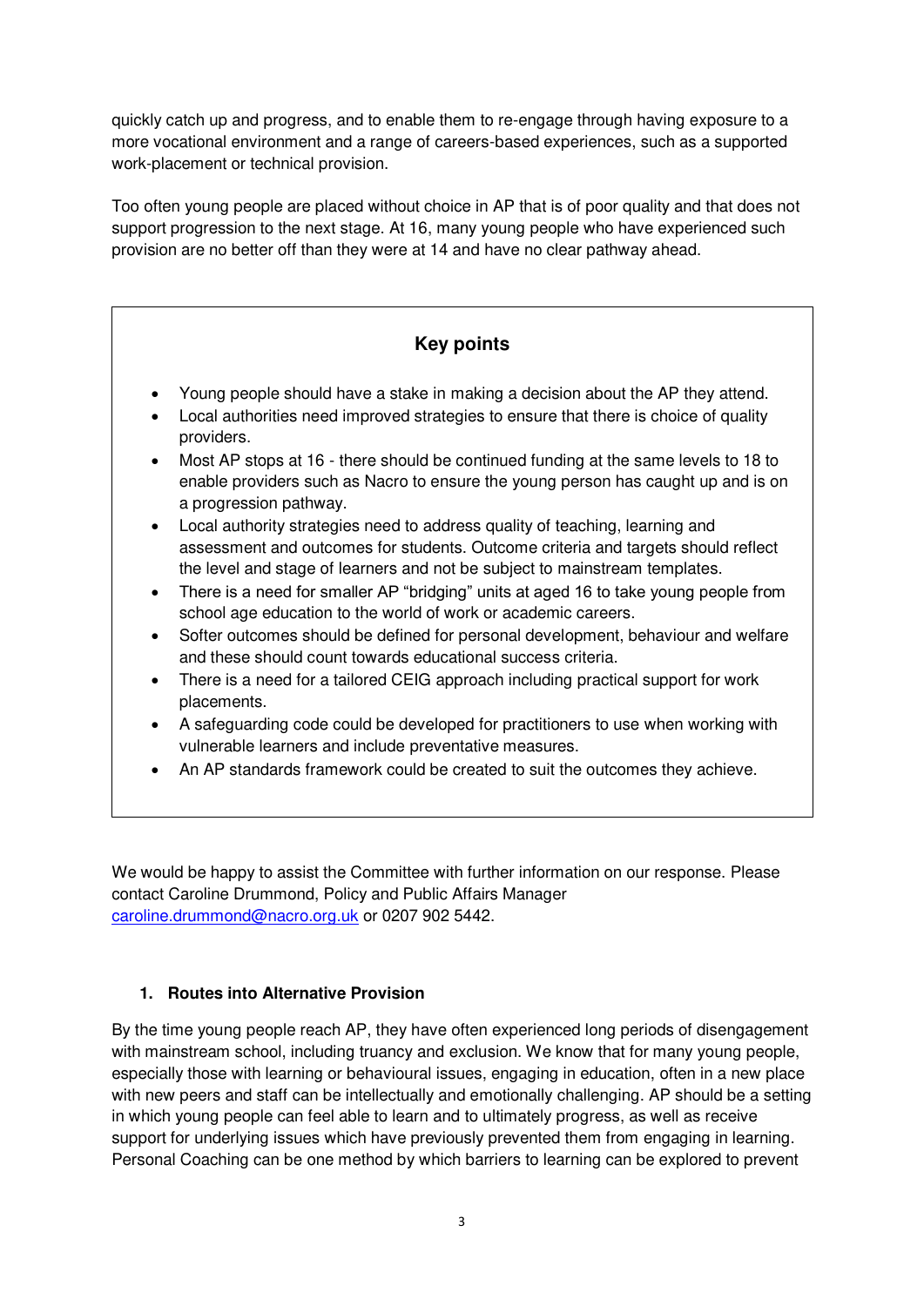quickly catch up and progress, and to enable them to re-engage through having exposure to a more vocational environment and a range of careers-based experiences, such as a supported work-placement or technical provision.

Too often young people are placed without choice in AP that is of poor quality and that does not support progression to the next stage. At 16, many young people who have experienced such provision are no better off than they were at 14 and have no clear pathway ahead.

### Key points

- Young people should have a stake in making a decision about the AP they attend.
- Local authorities need improved strategies to ensure that there is choice of quality providers.
- Most AP stops at 16 - there should be continued funding at the same levels to 18 to enable providers such as Nacro to ensure the young person has caught up and is on a progression pathway.
- Local authority strategies need to address quality of teaching, learning and assessment and outcomes for students. Outcome criteria and targets should reflect the level and stage of learners and not be subject to mainstream templates.
- There is a need for smaller AP "bridging" units at aged 16 to take young people from school age education to the world of work or academic careers.
- Softer outcomes should be defined for personal development, behaviour and welfare and these should count towards educational success criteria.
- There is a need for a tailored CEIG approach including practical support for work placements.
- A safeguarding code could be developed for practitioners to use when working with vulnerable learners and include preventative measures.
- An AP standards framework could be created to suit the outcomes they achieve.

We would be happy to assist the Committee with further information on our response. Please contact Caroline Drummond, Policy and Public Affairs Manager caroline.drummond@nacro.org.uk or 0207 902 5442.

## 1. Routes into Alternative Provision

By the time young people reach AP, they have often experienced long periods of disengagement with mainstream school, including truancy and exclusion. We know that for many young people, especially those with learning or behavioural issues, engaging in education, often in a new place with new peers and staff can be intellectually and emotionally challenging. AP should be a setting in which young people can feel able to learn and to ultimately progress, as well as receive support for underlying issues which have previously prevented them from engaging in learning. Personal Coaching can be one method by which barriers to learning can be explored to prevent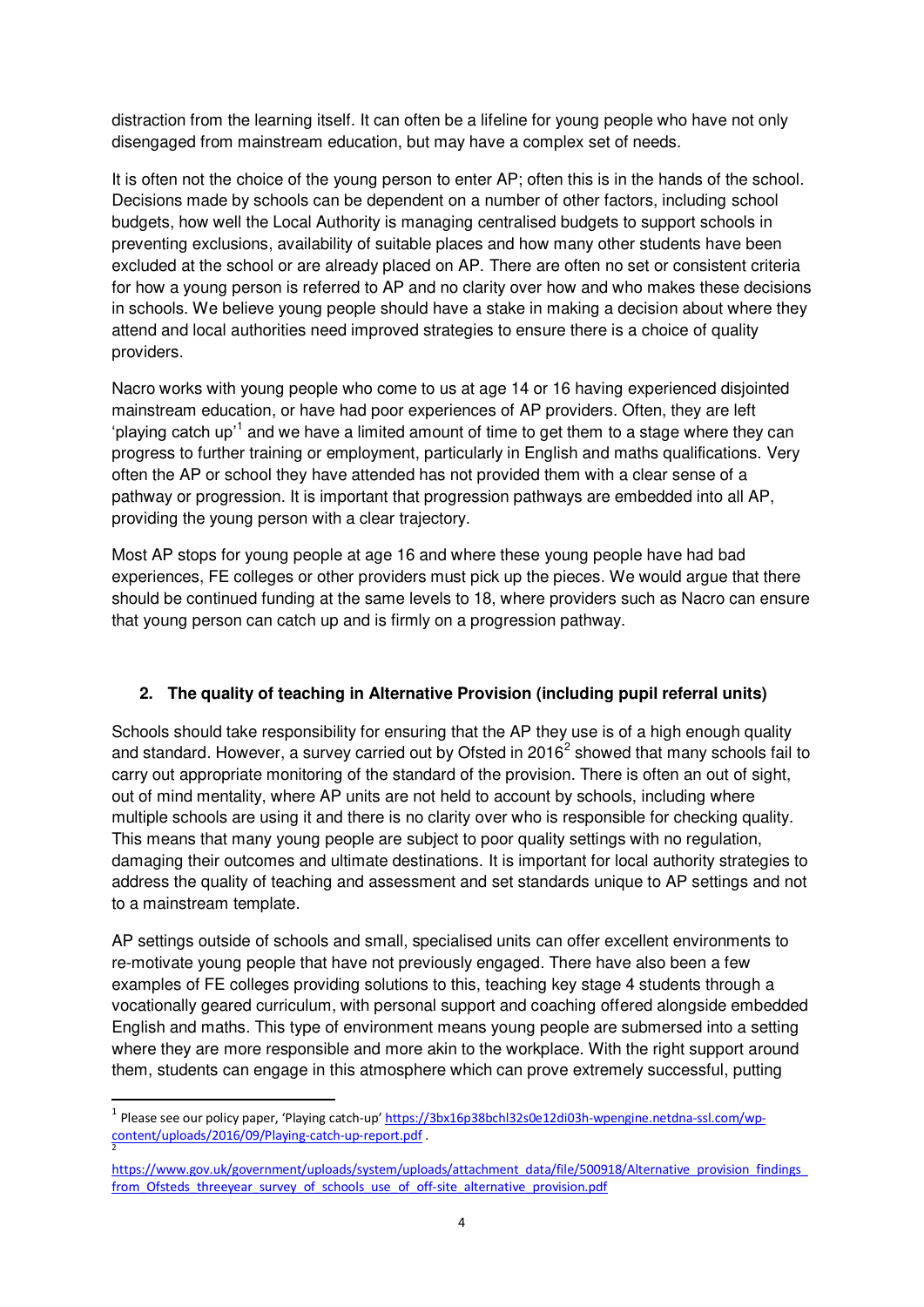distraction from the learning itself. It can often be a lifeline for young people who have not only disengaged from mainstream education, but may have a complex set of needs.

It is often not the choice of the young person to enter AP; often this is in the hands of the school. Decisions made by schools can be dependent on a number of other factors, including school budgets, how well the Local Authority is managing centralised budgets to support schools in preventing exclusions, availability of suitable places and how many other students have been excluded at the school or are already placed on AP. There are often no set or consistent criteria for how a young person is referred to AP and no clarity over how and who makes these decisions in schools. We believe young people should have a stake in making a decision about where they attend and local authorities need improved strategies to ensure there is a choice of quality providers.

Nacro works with young people who come to us at age 14 or 16 having experienced disjointed mainstream education, or have had poor experiences of AP providers. Often, they are left 'playing catch up'[1] and we have a limited amount of time to get them to a stage where they can progress to further training or employment, particularly in English and maths qualifications. Very often the AP or school they have attended has not provided them with a clear sense of a pathway or progression. It is important that progression pathways are embedded into all AP, providing the young person with a clear trajectory.

Most AP stops for young people at age 16 and where these young people have had bad experiences, FE colleges or other providers must pick up the pieces. We would argue that there should be continued funding at the same levels to 18, where providers such as Nacro can ensure that young person can catch up and is firmly on a progression pathway.

## 2. The quality of teaching in Alternative Provision (including pupil referral units)

Schools should take responsibility for ensuring that the AP they use is of a high enough quality and standard. However, a survey carried out by Ofsted in 2016[2] showed that many schools fail to carry out appropriate monitoring of the standard of the provision. There is often an out of sight, out of mind mentality, where AP units are not held to account by schools, including where multiple schools are using it and there is no clarity over who is responsible for checking quality. This means that many young people are subject to poor quality settings with no regulation, damaging their outcomes and ultimate destinations. It is important for local authority strategies to address the quality of teaching and assessment and set standards unique to AP settings and not to a mainstream template.

AP settings outside of schools and small, specialised units can offer excellent environments to re-motivate young people that have not previously engaged. There have also been a few examples of FE colleges providing solutions to this, teaching key stage 4 students through a vocationally geared curriculum, with personal support and coaching offered alongside embedded English and maths. This type of environment means young people are submersed into a setting where they are more responsible and more akin to the workplace. With the right support around them, students can engage in this atmosphere which can prove extremely successful, putting

---

[1] Please see our policy paper, 'Playing catch-up' https://3bx16p38bchl32s0e12di03h-wpengine.netdna-ssl.com/wp-content/uploads/2016/09/Playing-catch-up-report.pdf .

[2] https://www.gov.uk/government/uploads/system/uploads/attachment_data/file/500918/Alternative_provision_findings_from_Ofsteds_threeyear_survey_of_schools_use_of_off-site_alternative_provision.pdf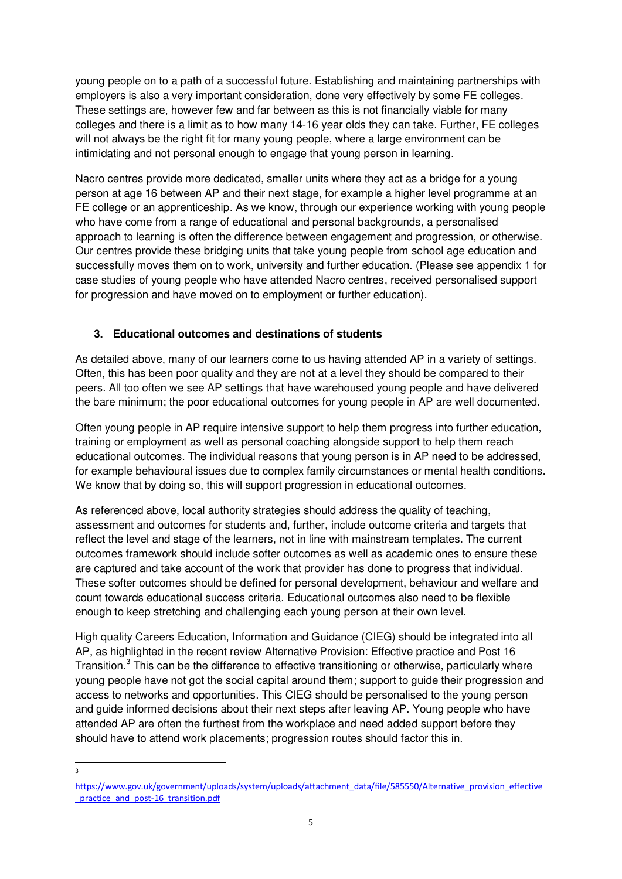young people on to a path of a successful future. Establishing and maintaining partnerships with employers is also a very important consideration, done very effectively by some FE colleges. These settings are, however few and far between as this is not financially viable for many colleges and there is a limit as to how many 14-16 year olds they can take. Further, FE colleges will not always be the right fit for many young people, where a large environment can be intimidating and not personal enough to engage that young person in learning.

Nacro centres provide more dedicated, smaller units where they act as a bridge for a young person at age 16 between AP and their next stage, for example a higher level programme at an FE college or an apprenticeship. As we know, through our experience working with young people who have come from a range of educational and personal backgrounds, a personalised approach to learning is often the difference between engagement and progression, or otherwise. Our centres provide these bridging units that take young people from school age education and successfully moves them on to work, university and further education. (Please see appendix 1 for case studies of young people who have attended Nacro centres, received personalised support for progression and have moved on to employment or further education).

## 3. Educational outcomes and destinations of students

As detailed above, many of our learners come to us having attended AP in a variety of settings. Often, this has been poor quality and they are not at a level they should be compared to their peers. All too often we see AP settings that have warehoused young people and have delivered the bare minimum; the poor educational outcomes for young people in AP are well documented**.**

Often young people in AP require intensive support to help them progress into further education, training or employment as well as personal coaching alongside support to help them reach educational outcomes. The individual reasons that young person is in AP need to be addressed, for example behavioural issues due to complex family circumstances or mental health conditions. We know that by doing so, this will support progression in educational outcomes.

As referenced above, local authority strategies should address the quality of teaching, assessment and outcomes for students and, further, include outcome criteria and targets that reflect the level and stage of the learners, not in line with mainstream templates. The current outcomes framework should include softer outcomes as well as academic ones to ensure these are captured and take account of the work that provider has done to progress that individual. These softer outcomes should be defined for personal development, behaviour and welfare and count towards educational success criteria. Educational outcomes also need to be flexible enough to keep stretching and challenging each young person at their own level.

High quality Careers Education, Information and Guidance (CIEG) should be integrated into all AP, as highlighted in the recent review Alternative Provision: Effective practice and Post 16 Transition.[3] This can be the difference to effective transitioning or otherwise, particularly where young people have not got the social capital around them; support to guide their progression and access to networks and opportunities. This CIEG should be personalised to the young person and guide informed decisions about their next steps after leaving AP. Young people who have attended AP are often the furthest from the workplace and need added support before they should have to attend work placements; progression routes should factor this in.

---

[3] https://www.gov.uk/government/uploads/system/uploads/attachment_data/file/585550/Alternative_provision_effective_practice_and_post-16_transition.pdf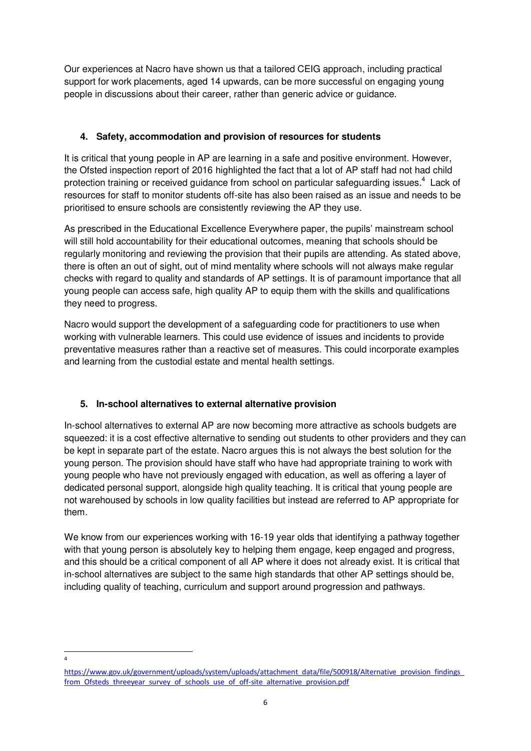Our experiences at Nacro have shown us that a tailored CEIG approach, including practical support for work placements, aged 14 upwards, can be more successful on engaging young people in discussions about their career, rather than generic advice or guidance.

### 4. Safety, accommodation and provision of resources for students

It is critical that young people in AP are learning in a safe and positive environment. However, the Ofsted inspection report of 2016 highlighted the fact that a lot of AP staff had not had child protection training or received guidance from school on particular safeguarding issues.[4] Lack of resources for staff to monitor students off-site has also been raised as an issue and needs to be prioritised to ensure schools are consistently reviewing the AP they use.

As prescribed in the Educational Excellence Everywhere paper, the pupils' mainstream school will still hold accountability for their educational outcomes, meaning that schools should be regularly monitoring and reviewing the provision that their pupils are attending. As stated above, there is often an out of sight, out of mind mentality where schools will not always make regular checks with regard to quality and standards of AP settings. It is of paramount importance that all young people can access safe, high quality AP to equip them with the skills and qualifications they need to progress.

Nacro would support the development of a safeguarding code for practitioners to use when working with vulnerable learners. This could use evidence of issues and incidents to provide preventative measures rather than a reactive set of measures. This could incorporate examples and learning from the custodial estate and mental health settings.

### 5. In-school alternatives to external alternative provision

In-school alternatives to external AP are now becoming more attractive as schools budgets are squeezed: it is a cost effective alternative to sending out students to other providers and they can be kept in separate part of the estate. Nacro argues this is not always the best solution for the young person. The provision should have staff who have had appropriate training to work with young people who have not previously engaged with education, as well as offering a layer of dedicated personal support, alongside high quality teaching. It is critical that young people are not warehoused by schools in low quality facilities but instead are referred to AP appropriate for them.

We know from our experiences working with 16-19 year olds that identifying a pathway together with that young person is absolutely key to helping them engage, keep engaged and progress, and this should be a critical component of all AP where it does not already exist. It is critical that in-school alternatives are subject to the same high standards that other AP settings should be, including quality of teaching, curriculum and support around progression and pathways.

---

[4] https://www.gov.uk/government/uploads/system/uploads/attachment_data/file/500918/Alternative_provision_findings_from_Ofsteds_threeyear_survey_of_schools_use_of_off-site_alternative_provision.pdf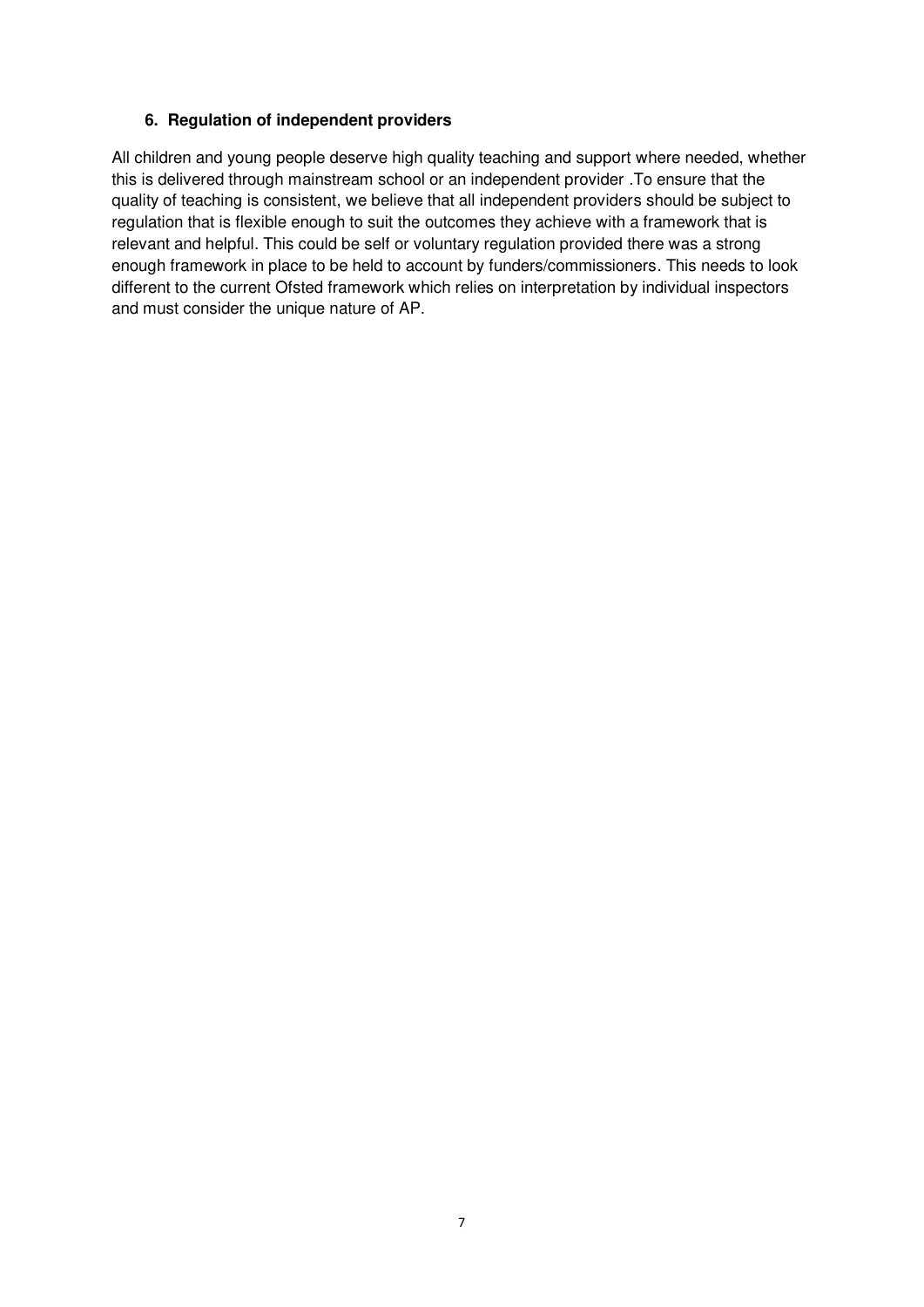### 6. Regulation of independent providers

All children and young people deserve high quality teaching and support where needed, whether this is delivered through mainstream school or an independent provider .To ensure that the quality of teaching is consistent, we believe that all independent providers should be subject to regulation that is flexible enough to suit the outcomes they achieve with a framework that is relevant and helpful. This could be self or voluntary regulation provided there was a strong enough framework in place to be held to account by funders/commissioners. This needs to look different to the current Ofsted framework which relies on interpretation by individual inspectors and must consider the unique nature of AP.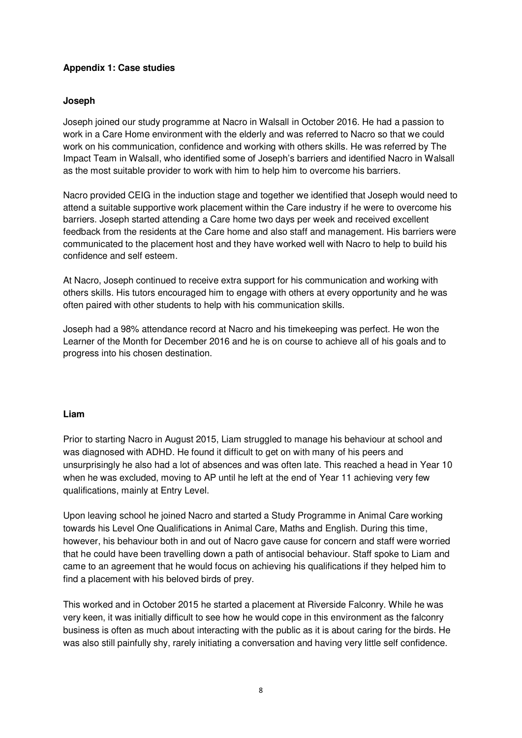## Appendix 1: Case studies

### Joseph

Joseph joined our study programme at Nacro in Walsall in October 2016. He had a passion to work in a Care Home environment with the elderly and was referred to Nacro so that we could work on his communication, confidence and working with others skills. He was referred by The Impact Team in Walsall, who identified some of Joseph's barriers and identified Nacro in Walsall as the most suitable provider to work with him to help him to overcome his barriers.

Nacro provided CEIG in the induction stage and together we identified that Joseph would need to attend a suitable supportive work placement within the Care industry if he were to overcome his barriers. Joseph started attending a Care home two days per week and received excellent feedback from the residents at the Care home and also staff and management. His barriers were communicated to the placement host and they have worked well with Nacro to help to build his confidence and self esteem.

At Nacro, Joseph continued to receive extra support for his communication and working with others skills. His tutors encouraged him to engage with others at every opportunity and he was often paired with other students to help with his communication skills.

Joseph had a 98% attendance record at Nacro and his timekeeping was perfect. He won the Learner of the Month for December 2016 and he is on course to achieve all of his goals and to progress into his chosen destination.

### Liam

Prior to starting Nacro in August 2015, Liam struggled to manage his behaviour at school and was diagnosed with ADHD. He found it difficult to get on with many of his peers and unsurprisingly he also had a lot of absences and was often late. This reached a head in Year 10 when he was excluded, moving to AP until he left at the end of Year 11 achieving very few qualifications, mainly at Entry Level.

Upon leaving school he joined Nacro and started a Study Programme in Animal Care working towards his Level One Qualifications in Animal Care, Maths and English. During this time, however, his behaviour both in and out of Nacro gave cause for concern and staff were worried that he could have been travelling down a path of antisocial behaviour. Staff spoke to Liam and came to an agreement that he would focus on achieving his qualifications if they helped him to find a placement with his beloved birds of prey.

This worked and in October 2015 he started a placement at Riverside Falconry. While he was very keen, it was initially difficult to see how he would cope in this environment as the falconry business is often as much about interacting with the public as it is about caring for the birds. He was also still painfully shy, rarely initiating a conversation and having very little self confidence.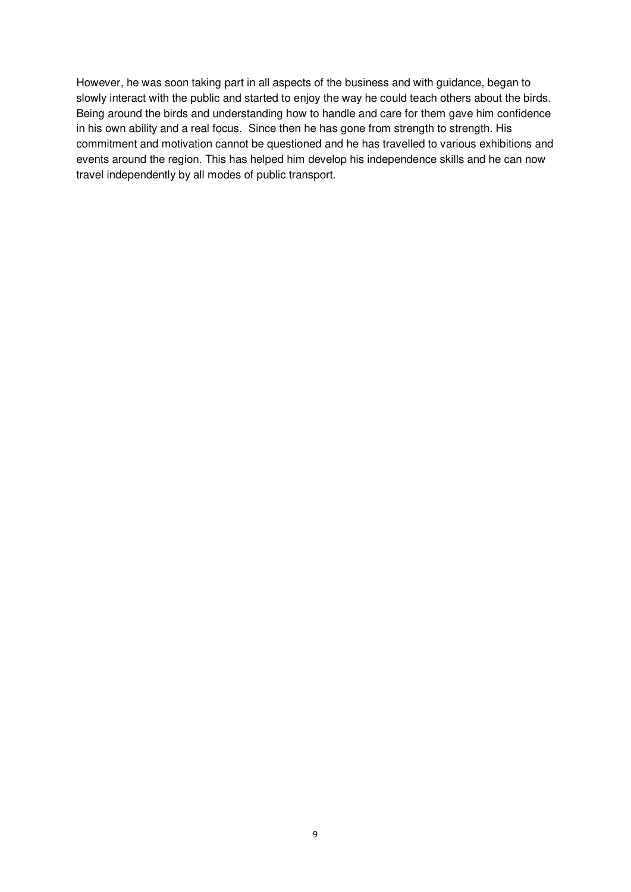However, he was soon taking part in all aspects of the business and with guidance, began to slowly interact with the public and started to enjoy the way he could teach others about the birds. Being around the birds and understanding how to handle and care for them gave him confidence in his own ability and a real focus. Since then he has gone from strength to strength. His commitment and motivation cannot be questioned and he has travelled to various exhibitions and events around the region. This has helped him develop his independence skills and he can now travel independently by all modes of public transport.